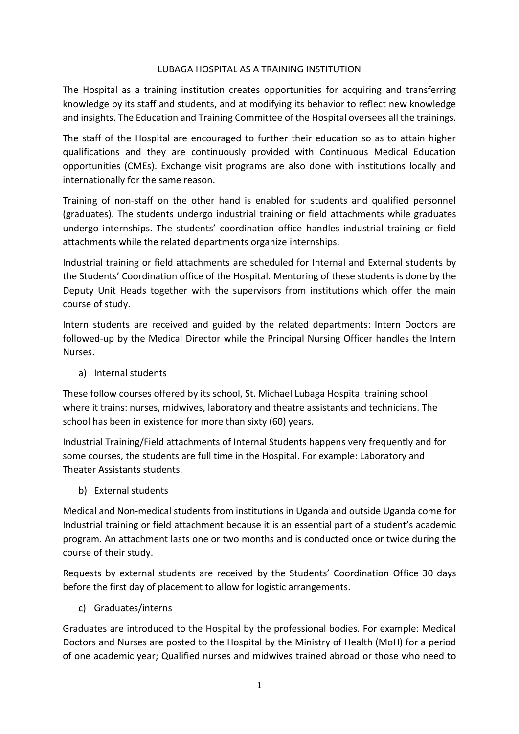# LUBAGA HOSPITAL AS A TRAINING INSTITUTION

The Hospital as a training institution creates opportunities for acquiring and transferring knowledge by its staff and students, and at modifying its behavior to reflect new knowledge and insights. The Education and Training Committee of the Hospital oversees all the trainings.

The staff of the Hospital are encouraged to further their education so as to attain higher qualifications and they are continuously provided with Continuous Medical Education opportunities (CMEs). Exchange visit programs are also done with institutions locally and internationally for the same reason.

Training of non-staff on the other hand is enabled for students and qualified personnel (graduates). The students undergo industrial training or field attachments while graduates undergo internships. The students' coordination office handles industrial training or field attachments while the related departments organize internships.

Industrial training or field attachments are scheduled for Internal and External students by the Students' Coordination office of the Hospital. Mentoring of these students is done by the Deputy Unit Heads together with the supervisors from institutions which offer the main course of study.

Intern students are received and guided by the related departments: Intern Doctors are followed-up by the Medical Director while the Principal Nursing Officer handles the Intern Nurses.

## a) Internal students

These follow courses offered by its school, St. Michael Lubaga Hospital training school where it trains: nurses, midwives, laboratory and theatre assistants and technicians. The school has been in existence for more than sixty (60) years.

Industrial Training/Field attachments of Internal Students happens very frequently and for some courses, the students are full time in the Hospital. For example: Laboratory and Theater Assistants students.

## b) External students

Medical and Non-medical students from institutions in Uganda and outside Uganda come for Industrial training or field attachment because it is an essential part of a student's academic program. An attachment lasts one or two months and is conducted once or twice during the course of their study.

Requests by external students are received by the Students' Coordination Office 30 days before the first day of placement to allow for logistic arrangements.

## c) Graduates/interns

Graduates are introduced to the Hospital by the professional bodies. For example: Medical Doctors and Nurses are posted to the Hospital by the Ministry of Health (MoH) for a period of one academic year; Qualified nurses and midwives trained abroad or those who need to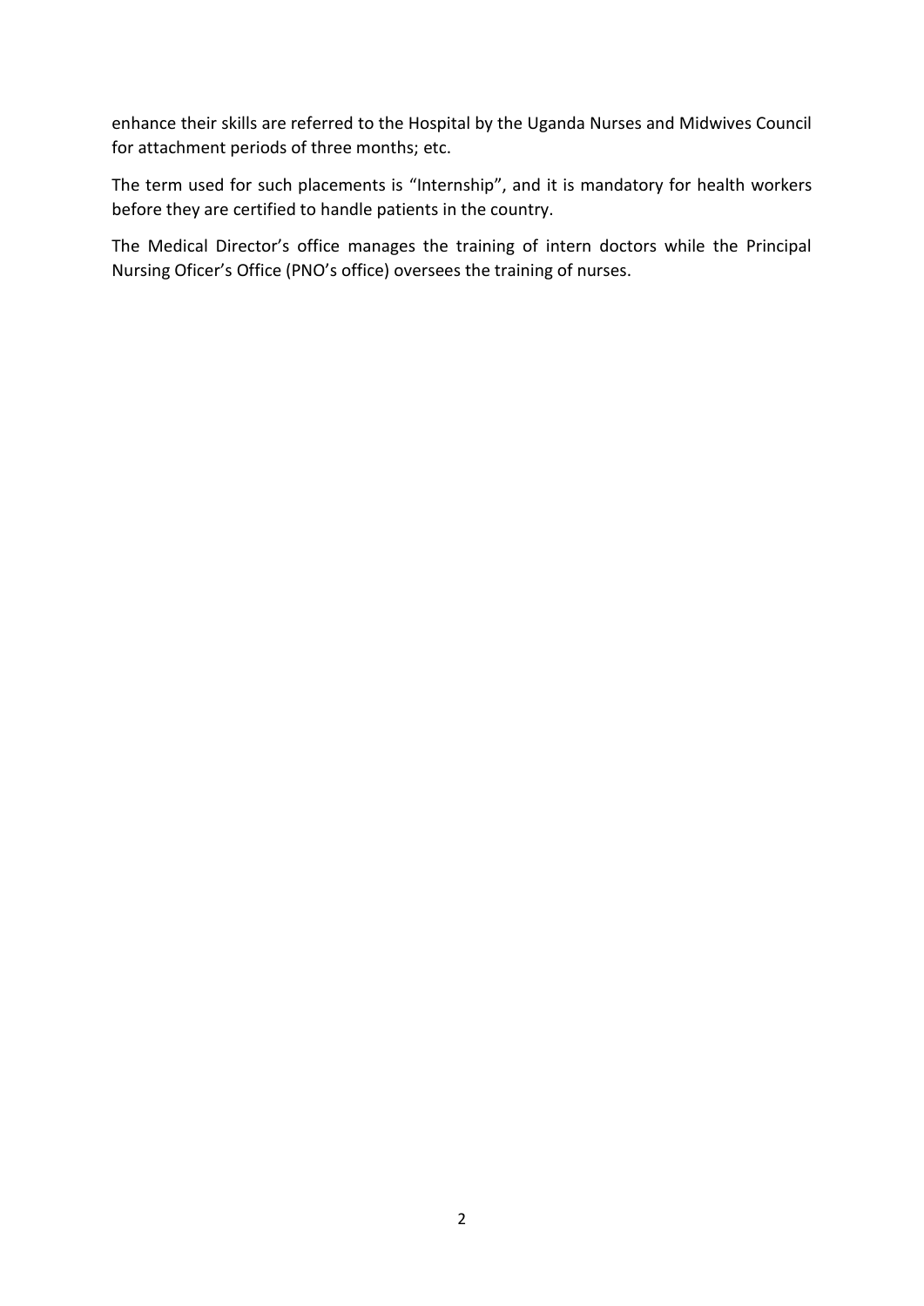enhance their skills are referred to the Hospital by the Uganda Nurses and Midwives Council for attachment periods of three months; etc.

The term used for such placements is “Internship”, and it is mandatory for health workers before they are certified to handle patients in the country.

The Medical Director’s office manages the training of intern doctors while the Principal Nursing Oficer’s Office (PNO’s office) oversees the training of nurses.